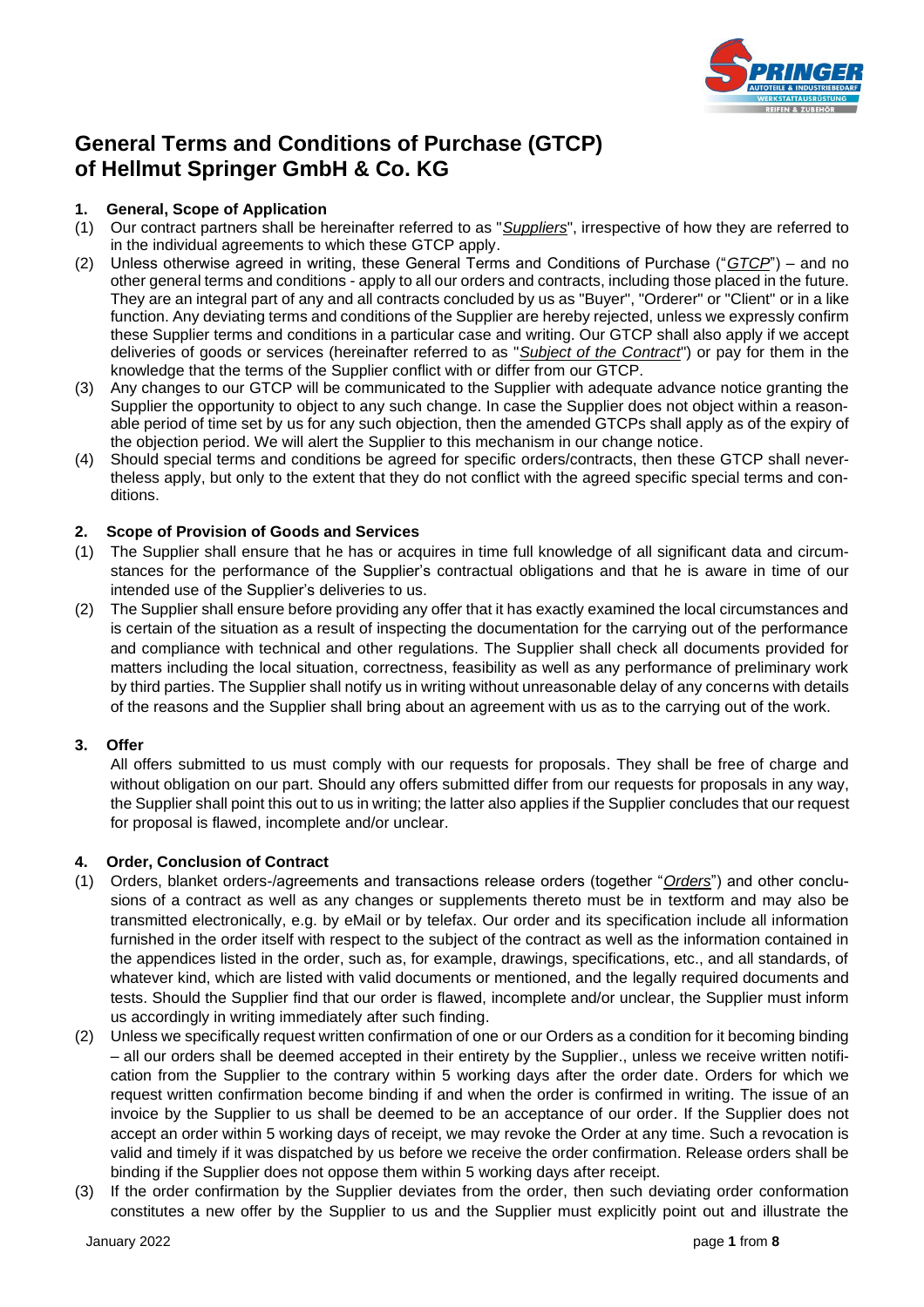# General Terms and Conditions of Purchase (GTCP) of Hellmut Springer GmbH & Co. KG

## 1. General, Scope of Application

(1) Our contract partners shall be hereinafter referred to as "*Suppliers*", irrespective of how they are referred to in the individual agreements to which these GTCP apply.

(2) Unless otherwise agreed in writing, these General Terms and Conditions of Purchase ("*GTCP*") – and no other general terms and conditions - apply to all our orders and contracts, including those placed in the future. They are an integral part of any and all contracts concluded by us as "Buyer", "Orderer" or "Client" or in a like function. Any deviating terms and conditions of the Supplier are hereby rejected, unless we expressly confirm these Supplier terms and conditions in a particular case and writing. Our GTCP shall also apply if we accept deliveries of goods or services (hereinafter referred to as "*Subject of the Contract*") or pay for them in the knowledge that the terms of the Supplier conflict with or differ from our GTCP.

(3) Any changes to our GTCP will be communicated to the Supplier with adequate advance notice granting the Supplier the opportunity to object to any such change. In case the Supplier does not object within a reasonable period of time set by us for any such objection, then the amended GTCPs shall apply as of the expiry of the objection period. We will alert the Supplier to this mechanism in our change notice.

(4) Should special terms and conditions be agreed for specific orders/contracts, then these GTCP shall nevertheless apply, but only to the extent that they do not conflict with the agreed specific special terms and conditions.

## 2. Scope of Provision of Goods and Services

(1) The Supplier shall ensure that he has or acquires in time full knowledge of all significant data and circumstances for the performance of the Supplier's contractual obligations and that he is aware in time of our intended use of the Supplier's deliveries to us.

(2) The Supplier shall ensure before providing any offer that it has exactly examined the local circumstances and is certain of the situation as a result of inspecting the documentation for the carrying out of the performance and compliance with technical and other regulations. The Supplier shall check all documents provided for matters including the local situation, correctness, feasibility as well as any performance of preliminary work by third parties. The Supplier shall notify us in writing without unreasonable delay of any concerns with details of the reasons and the Supplier shall bring about an agreement with us as to the carrying out of the work.

## 3. Offer

All offers submitted to us must comply with our requests for proposals. They shall be free of charge and without obligation on our part. Should any offers submitted differ from our requests for proposals in any way, the Supplier shall point this out to us in writing; the latter also applies if the Supplier concludes that our request for proposal is flawed, incomplete and/or unclear.

## 4. Order, Conclusion of Contract

(1) Orders, blanket orders-/agreements and transactions release orders (together "*Orders*") and other conclusions of a contract as well as any changes or supplements thereto must be in textform and may also be transmitted electronically, e.g. by eMail or by telefax. Our order and its specification include all information furnished in the order itself with respect to the subject of the contract as well as the information contained in the appendices listed in the order, such as, for example, drawings, specifications, etc., and all standards, of whatever kind, which are listed with valid documents or mentioned, and the legally required documents and tests. Should the Supplier find that our order is flawed, incomplete and/or unclear, the Supplier must inform us accordingly in writing immediately after such finding.

(2) Unless we specifically request written confirmation of one or our Orders as a condition for it becoming binding – all our orders shall be deemed accepted in their entirety by the Supplier., unless we receive written notification from the Supplier to the contrary within 5 working days after the order date. Orders for which we request written confirmation become binding if and when the order is confirmed in writing. The issue of an invoice by the Supplier to us shall be deemed to be an acceptance of our order. If the Supplier does not accept an order within 5 working days of receipt, we may revoke the Order at any time. Such a revocation is valid and timely if it was dispatched by us before we receive the order confirmation. Release orders shall be binding if the Supplier does not oppose them within 5 working days after receipt.

(3) If the order confirmation by the Supplier deviates from the order, then such deviating order conformation constitutes a new offer by the Supplier to us and the Supplier must explicitly point out and illustrate the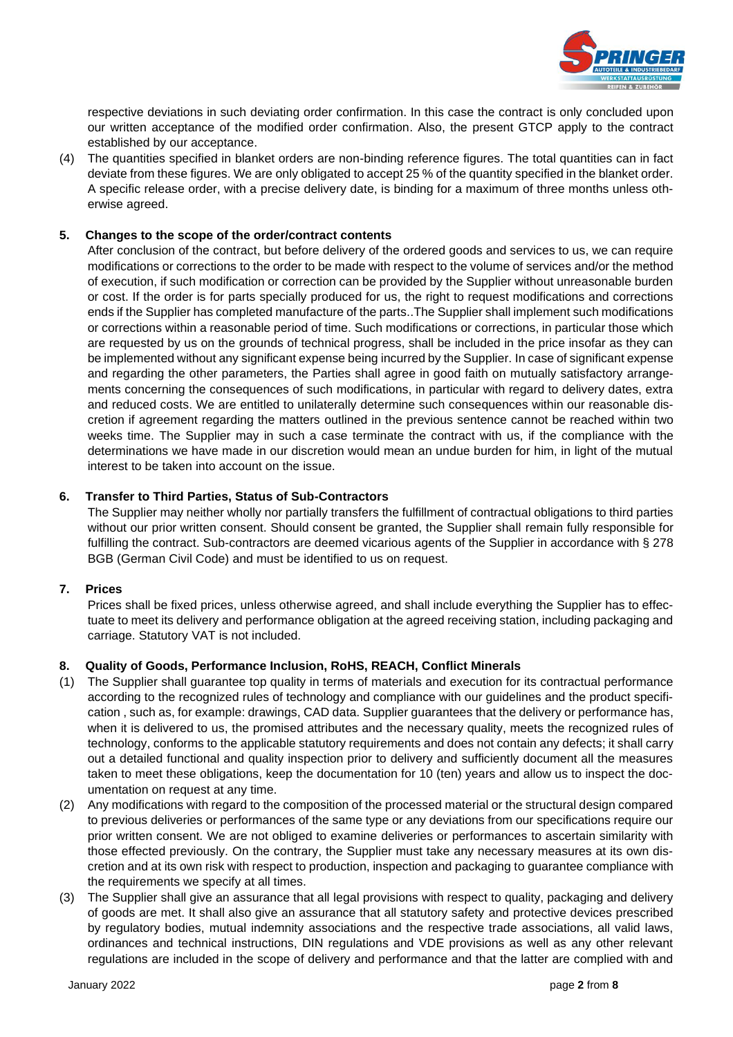respective deviations in such deviating order confirmation. In this case the contract is only concluded upon our written acceptance of the modified order confirmation. Also, the present GTCP apply to the contract established by our acceptance.

(4) The quantities specified in blanket orders are non-binding reference figures. The total quantities can in fact deviate from these figures. We are only obligated to accept 25 % of the quantity specified in the blanket order. A specific release order, with a precise delivery date, is binding for a maximum of three months unless otherwise agreed.

## 5. Changes to the scope of the order/contract contents

After conclusion of the contract, but before delivery of the ordered goods and services to us, we can require modifications or corrections to the order to be made with respect to the volume of services and/or the method of execution, if such modification or correction can be provided by the Supplier without unreasonable burden or cost. If the order is for parts specially produced for us, the right to request modifications and corrections ends if the Supplier has completed manufacture of the parts..The Supplier shall implement such modifications or corrections within a reasonable period of time. Such modifications or corrections, in particular those which are requested by us on the grounds of technical progress, shall be included in the price insofar as they can be implemented without any significant expense being incurred by the Supplier. In case of significant expense and regarding the other parameters, the Parties shall agree in good faith on mutually satisfactory arrangements concerning the consequences of such modifications, in particular with regard to delivery dates, extra and reduced costs. We are entitled to unilaterally determine such consequences within our reasonable discretion if agreement regarding the matters outlined in the previous sentence cannot be reached within two weeks time. The Supplier may in such a case terminate the contract with us, if the compliance with the determinations we have made in our discretion would mean an undue burden for him, in light of the mutual interest to be taken into account on the issue.

## 6. Transfer to Third Parties, Status of Sub-Contractors

The Supplier may neither wholly nor partially transfers the fulfillment of contractual obligations to third parties without our prior written consent. Should consent be granted, the Supplier shall remain fully responsible for fulfilling the contract. Sub-contractors are deemed vicarious agents of the Supplier in accordance with § 278 BGB (German Civil Code) and must be identified to us on request.

## 7. Prices

Prices shall be fixed prices, unless otherwise agreed, and shall include everything the Supplier has to effectuate to meet its delivery and performance obligation at the agreed receiving station, including packaging and carriage. Statutory VAT is not included.

## 8. Quality of Goods, Performance Inclusion, RoHS, REACH, Conflict Minerals

(1) The Supplier shall guarantee top quality in terms of materials and execution for its contractual performance according to the recognized rules of technology and compliance with our guidelines and the product specification , such as, for example: drawings, CAD data. Supplier guarantees that the delivery or performance has, when it is delivered to us, the promised attributes and the necessary quality, meets the recognized rules of technology, conforms to the applicable statutory requirements and does not contain any defects; it shall carry out a detailed functional and quality inspection prior to delivery and sufficiently document all the measures taken to meet these obligations, keep the documentation for 10 (ten) years and allow us to inspect the documentation on request at any time.

(2) Any modifications with regard to the composition of the processed material or the structural design compared to previous deliveries or performances of the same type or any deviations from our specifications require our prior written consent. We are not obliged to examine deliveries or performances to ascertain similarity with those effected previously. On the contrary, the Supplier must take any necessary measures at its own discretion and at its own risk with respect to production, inspection and packaging to guarantee compliance with the requirements we specify at all times.

(3) The Supplier shall give an assurance that all legal provisions with respect to quality, packaging and delivery of goods are met. It shall also give an assurance that all statutory safety and protective devices prescribed by regulatory bodies, mutual indemnity associations and the respective trade associations, all valid laws, ordinances and technical instructions, DIN regulations and VDE provisions as well as any other relevant regulations are included in the scope of delivery and performance and that the latter are complied with and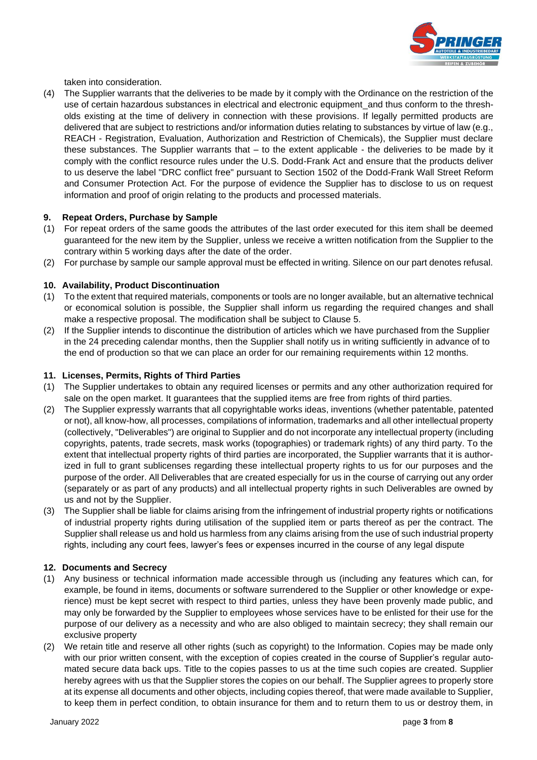taken into consideration.

(4) The Supplier warrants that the deliveries to be made by it comply with the Ordinance on the restriction of the use of certain hazardous substances in electrical and electronic equipment_and thus conform to the thresholds existing at the time of delivery in connection with these provisions. If legally permitted products are delivered that are subject to restrictions and/or information duties relating to substances by virtue of law (e.g., REACH - Registration, Evaluation, Authorization and Restriction of Chemicals), the Supplier must declare these substances. The Supplier warrants that – to the extent applicable - the deliveries to be made by it comply with the conflict resource rules under the U.S. Dodd-Frank Act and ensure that the products deliver to us deserve the label "DRC conflict free" pursuant to Section 1502 of the Dodd-Frank Wall Street Reform and Consumer Protection Act. For the purpose of evidence the Supplier has to disclose to us on request information and proof of origin relating to the products and processed materials.

## 9. Repeat Orders, Purchase by Sample

(1) For repeat orders of the same goods the attributes of the last order executed for this item shall be deemed guaranteed for the new item by the Supplier, unless we receive a written notification from the Supplier to the contrary within 5 working days after the date of the order.

(2) For purchase by sample our sample approval must be effected in writing. Silence on our part denotes refusal.

## 10. Availability, Product Discontinuation

(1) To the extent that required materials, components or tools are no longer available, but an alternative technical or economical solution is possible, the Supplier shall inform us regarding the required changes and shall make a respective proposal. The modification shall be subject to Clause 5.

(2) If the Supplier intends to discontinue the distribution of articles which we have purchased from the Supplier in the 24 preceding calendar months, then the Supplier shall notify us in writing sufficiently in advance of to the end of production so that we can place an order for our remaining requirements within 12 months.

## 11. Licenses, Permits, Rights of Third Parties

(1) The Supplier undertakes to obtain any required licenses or permits and any other authorization required for sale on the open market. It guarantees that the supplied items are free from rights of third parties.

(2) The Supplier expressly warrants that all copyrightable works ideas, inventions (whether patentable, patented or not), all know-how, all processes, compilations of information, trademarks and all other intellectual property (collectively, "Deliverables") are original to Supplier and do not incorporate any intellectual property (including copyrights, patents, trade secrets, mask works (topographies) or trademark rights) of any third party. To the extent that intellectual property rights of third parties are incorporated, the Supplier warrants that it is authorized in full to grant sublicenses regarding these intellectual property rights to us for our purposes and the purpose of the order. All Deliverables that are created especially for us in the course of carrying out any order (separately or as part of any products) and all intellectual property rights in such Deliverables are owned by us and not by the Supplier.

(3) The Supplier shall be liable for claims arising from the infringement of industrial property rights or notifications of industrial property rights during utilisation of the supplied item or parts thereof as per the contract. The Supplier shall release us and hold us harmless from any claims arising from the use of such industrial property rights, including any court fees, lawyer's fees or expenses incurred in the course of any legal dispute

## 12. Documents and Secrecy

(1) Any business or technical information made accessible through us (including any features which can, for example, be found in items, documents or software surrendered to the Supplier or other knowledge or experience) must be kept secret with respect to third parties, unless they have been provenly made public, and may only be forwarded by the Supplier to employees whose services have to be enlisted for their use for the purpose of our delivery as a necessity and who are also obliged to maintain secrecy; they shall remain our exclusive property

(2) We retain title and reserve all other rights (such as copyright) to the Information. Copies may be made only with our prior written consent, with the exception of copies created in the course of Supplier's regular automated secure data back ups. Title to the copies passes to us at the time such copies are created. Supplier hereby agrees with us that the Supplier stores the copies on our behalf. The Supplier agrees to properly store at its expense all documents and other objects, including copies thereof, that were made available to Supplier, to keep them in perfect condition, to obtain insurance for them and to return them to us or destroy them, in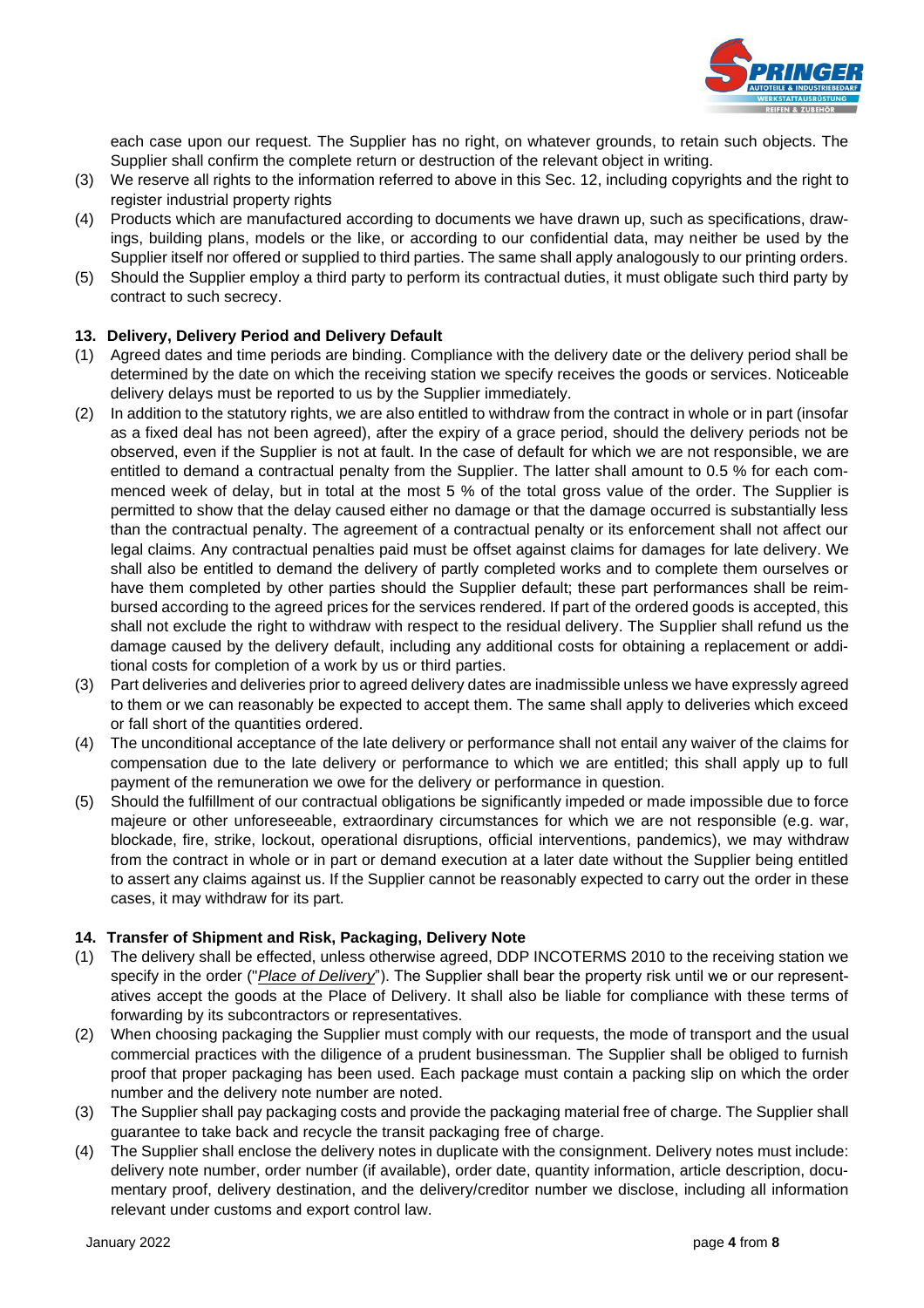each case upon our request. The Supplier has no right, on whatever grounds, to retain such objects. The Supplier shall confirm the complete return or destruction of the relevant object in writing.

(3) We reserve all rights to the information referred to above in this Sec. 12, including copyrights and the right to register industrial property rights

(4) Products which are manufactured according to documents we have drawn up, such as specifications, drawings, building plans, models or the like, or according to our confidential data, may neither be used by the Supplier itself nor offered or supplied to third parties. The same shall apply analogously to our printing orders.

(5) Should the Supplier employ a third party to perform its contractual duties, it must obligate such third party by contract to such secrecy.

## 13. Delivery, Delivery Period and Delivery Default

(1) Agreed dates and time periods are binding. Compliance with the delivery date or the delivery period shall be determined by the date on which the receiving station we specify receives the goods or services. Noticeable delivery delays must be reported to us by the Supplier immediately.

(2) In addition to the statutory rights, we are also entitled to withdraw from the contract in whole or in part (insofar as a fixed deal has not been agreed), after the expiry of a grace period, should the delivery periods not be observed, even if the Supplier is not at fault. In the case of default for which we are not responsible, we are entitled to demand a contractual penalty from the Supplier. The latter shall amount to 0.5 % for each commenced week of delay, but in total at the most 5 % of the total gross value of the order. The Supplier is permitted to show that the delay caused either no damage or that the damage occurred is substantially less than the contractual penalty. The agreement of a contractual penalty or its enforcement shall not affect our legal claims. Any contractual penalties paid must be offset against claims for damages for late delivery. We shall also be entitled to demand the delivery of partly completed works and to complete them ourselves or have them completed by other parties should the Supplier default; these part performances shall be reimbursed according to the agreed prices for the services rendered. If part of the ordered goods is accepted, this shall not exclude the right to withdraw with respect to the residual delivery. The Supplier shall refund us the damage caused by the delivery default, including any additional costs for obtaining a replacement or additional costs for completion of a work by us or third parties.

(3) Part deliveries and deliveries prior to agreed delivery dates are inadmissible unless we have expressly agreed to them or we can reasonably be expected to accept them. The same shall apply to deliveries which exceed or fall short of the quantities ordered.

(4) The unconditional acceptance of the late delivery or performance shall not entail any waiver of the claims for compensation due to the late delivery or performance to which we are entitled; this shall apply up to full payment of the remuneration we owe for the delivery or performance in question.

(5) Should the fulfillment of our contractual obligations be significantly impeded or made impossible due to force majeure or other unforeseeable, extraordinary circumstances for which we are not responsible (e.g. war, blockade, fire, strike, lockout, operational disruptions, official interventions, pandemics), we may withdraw from the contract in whole or in part or demand execution at a later date without the Supplier being entitled to assert any claims against us. If the Supplier cannot be reasonably expected to carry out the order in these cases, it may withdraw for its part.

## 14. Transfer of Shipment and Risk, Packaging, Delivery Note

(1) The delivery shall be effected, unless otherwise agreed, DDP INCOTERMS 2010 to the receiving station we specify in the order ("*Place of Delivery*"). The Supplier shall bear the property risk until we or our representatives accept the goods at the Place of Delivery. It shall also be liable for compliance with these terms of forwarding by its subcontractors or representatives.

(2) When choosing packaging the Supplier must comply with our requests, the mode of transport and the usual commercial practices with the diligence of a prudent businessman. The Supplier shall be obliged to furnish proof that proper packaging has been used. Each package must contain a packing slip on which the order number and the delivery note number are noted.

(3) The Supplier shall pay packaging costs and provide the packaging material free of charge. The Supplier shall guarantee to take back and recycle the transit packaging free of charge.

(4) The Supplier shall enclose the delivery notes in duplicate with the consignment. Delivery notes must include: delivery note number, order number (if available), order date, quantity information, article description, documentary proof, delivery destination, and the delivery/creditor number we disclose, including all information relevant under customs and export control law.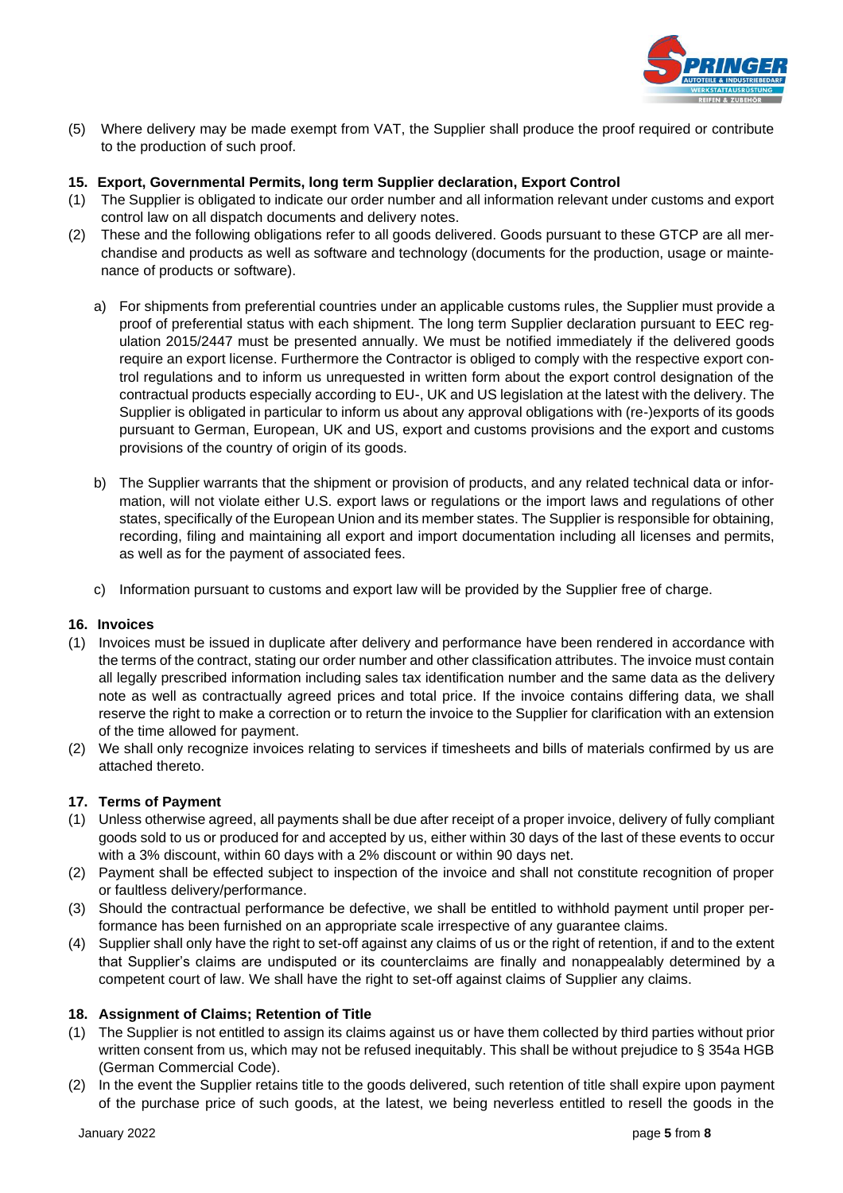(5) Where delivery may be made exempt from VAT, the Supplier shall produce the proof required or contribute to the production of such proof.

## 15. Export, Governmental Permits, long term Supplier declaration, Export Control

(1) The Supplier is obligated to indicate our order number and all information relevant under customs and export control law on all dispatch documents and delivery notes.

(2) These and the following obligations refer to all goods delivered. Goods pursuant to these GTCP are all merchandise and products as well as software and technology (documents for the production, usage or maintenance of products or software).

a) For shipments from preferential countries under an applicable customs rules, the Supplier must provide a proof of preferential status with each shipment. The long term Supplier declaration pursuant to EEC regulation 2015/2447 must be presented annually. We must be notified immediately if the delivered goods require an export license. Furthermore the Contractor is obliged to comply with the respective export control regulations and to inform us unrequested in written form about the export control designation of the contractual products especially according to EU-, UK and US legislation at the latest with the delivery. The Supplier is obligated in particular to inform us about any approval obligations with (re-)exports of its goods pursuant to German, European, UK and US, export and customs provisions and the export and customs provisions of the country of origin of its goods.

b) The Supplier warrants that the shipment or provision of products, and any related technical data or information, will not violate either U.S. export laws or regulations or the import laws and regulations of other states, specifically of the European Union and its member states. The Supplier is responsible for obtaining, recording, filing and maintaining all export and import documentation including all licenses and permits, as well as for the payment of associated fees.

c) Information pursuant to customs and export law will be provided by the Supplier free of charge.

## 16. Invoices

(1) Invoices must be issued in duplicate after delivery and performance have been rendered in accordance with the terms of the contract, stating our order number and other classification attributes. The invoice must contain all legally prescribed information including sales tax identification number and the same data as the delivery note as well as contractually agreed prices and total price. If the invoice contains differing data, we shall reserve the right to make a correction or to return the invoice to the Supplier for clarification with an extension of the time allowed for payment.

(2) We shall only recognize invoices relating to services if timesheets and bills of materials confirmed by us are attached thereto.

## 17. Terms of Payment

(1) Unless otherwise agreed, all payments shall be due after receipt of a proper invoice, delivery of fully compliant goods sold to us or produced for and accepted by us, either within 30 days of the last of these events to occur with a 3% discount, within 60 days with a 2% discount or within 90 days net.

(2) Payment shall be effected subject to inspection of the invoice and shall not constitute recognition of proper or faultless delivery/performance.

(3) Should the contractual performance be defective, we shall be entitled to withhold payment until proper performance has been furnished on an appropriate scale irrespective of any guarantee claims.

(4) Supplier shall only have the right to set-off against any claims of us or the right of retention, if and to the extent that Supplier's claims are undisputed or its counterclaims are finally and nonappealably determined by a competent court of law. We shall have the right to set-off against claims of Supplier any claims.

## 18. Assignment of Claims; Retention of Title

(1) The Supplier is not entitled to assign its claims against us or have them collected by third parties without prior written consent from us, which may not be refused inequitably. This shall be without prejudice to § 354a HGB (German Commercial Code).

(2) In the event the Supplier retains title to the goods delivered, such retention of title shall expire upon payment of the purchase price of such goods, at the latest, we being neverless entitled to resell the goods in the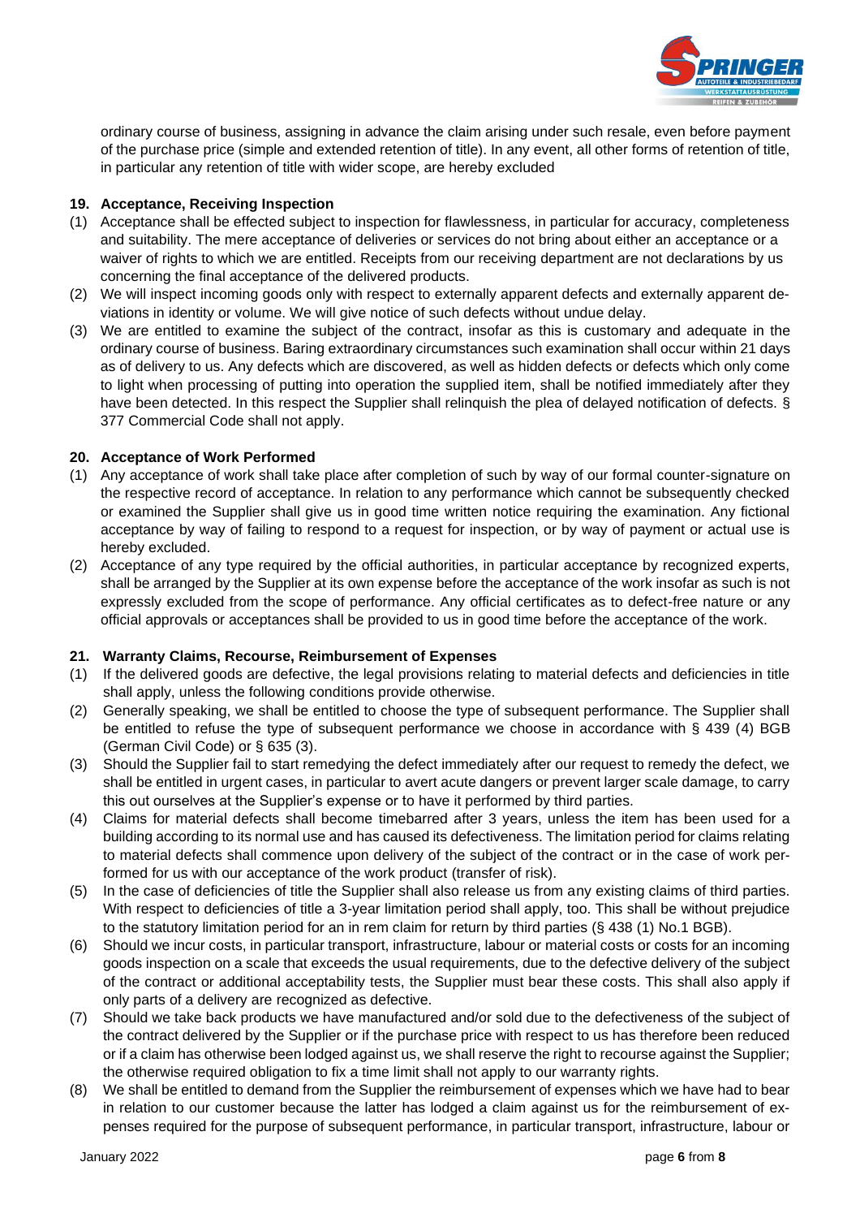ordinary course of business, assigning in advance the claim arising under such resale, even before payment of the purchase price (simple and extended retention of title). In any event, all other forms of retention of title, in particular any retention of title with wider scope, are hereby excluded

## 19. Acceptance, Receiving Inspection

(1) Acceptance shall be effected subject to inspection for flawlessness, in particular for accuracy, completeness and suitability. The mere acceptance of deliveries or services do not bring about either an acceptance or a waiver of rights to which we are entitled. Receipts from our receiving department are not declarations by us concerning the final acceptance of the delivered products.

(2) We will inspect incoming goods only with respect to externally apparent defects and externally apparent deviations in identity or volume. We will give notice of such defects without undue delay.

(3) We are entitled to examine the subject of the contract, insofar as this is customary and adequate in the ordinary course of business. Baring extraordinary circumstances such examination shall occur within 21 days as of delivery to us. Any defects which are discovered, as well as hidden defects or defects which only come to light when processing of putting into operation the supplied item, shall be notified immediately after they have been detected. In this respect the Supplier shall relinquish the plea of delayed notification of defects. § 377 Commercial Code shall not apply.

## 20. Acceptance of Work Performed

(1) Any acceptance of work shall take place after completion of such by way of our formal counter-signature on the respective record of acceptance. In relation to any performance which cannot be subsequently checked or examined the Supplier shall give us in good time written notice requiring the examination. Any fictional acceptance by way of failing to respond to a request for inspection, or by way of payment or actual use is hereby excluded.

(2) Acceptance of any type required by the official authorities, in particular acceptance by recognized experts, shall be arranged by the Supplier at its own expense before the acceptance of the work insofar as such is not expressly excluded from the scope of performance. Any official certificates as to defect-free nature or any official approvals or acceptances shall be provided to us in good time before the acceptance of the work.

## 21. Warranty Claims, Recourse, Reimbursement of Expenses

(1) If the delivered goods are defective, the legal provisions relating to material defects and deficiencies in title shall apply, unless the following conditions provide otherwise.

(2) Generally speaking, we shall be entitled to choose the type of subsequent performance. The Supplier shall be entitled to refuse the type of subsequent performance we choose in accordance with § 439 (4) BGB (German Civil Code) or § 635 (3).

(3) Should the Supplier fail to start remedying the defect immediately after our request to remedy the defect, we shall be entitled in urgent cases, in particular to avert acute dangers or prevent larger scale damage, to carry this out ourselves at the Supplier's expense or to have it performed by third parties.

(4) Claims for material defects shall become timebarred after 3 years, unless the item has been used for a building according to its normal use and has caused its defectiveness. The limitation period for claims relating to material defects shall commence upon delivery of the subject of the contract or in the case of work performed for us with our acceptance of the work product (transfer of risk).

(5) In the case of deficiencies of title the Supplier shall also release us from any existing claims of third parties. With respect to deficiencies of title a 3-year limitation period shall apply, too. This shall be without prejudice to the statutory limitation period for an in rem claim for return by third parties (§ 438 (1) No.1 BGB).

(6) Should we incur costs, in particular transport, infrastructure, labour or material costs or costs for an incoming goods inspection on a scale that exceeds the usual requirements, due to the defective delivery of the subject of the contract or additional acceptability tests, the Supplier must bear these costs. This shall also apply if only parts of a delivery are recognized as defective.

(7) Should we take back products we have manufactured and/or sold due to the defectiveness of the subject of the contract delivered by the Supplier or if the purchase price with respect to us has therefore been reduced or if a claim has otherwise been lodged against us, we shall reserve the right to recourse against the Supplier; the otherwise required obligation to fix a time limit shall not apply to our warranty rights.

(8) We shall be entitled to demand from the Supplier the reimbursement of expenses which we have had to bear in relation to our customer because the latter has lodged a claim against us for the reimbursement of expenses required for the purpose of subsequent performance, in particular transport, infrastructure, labour or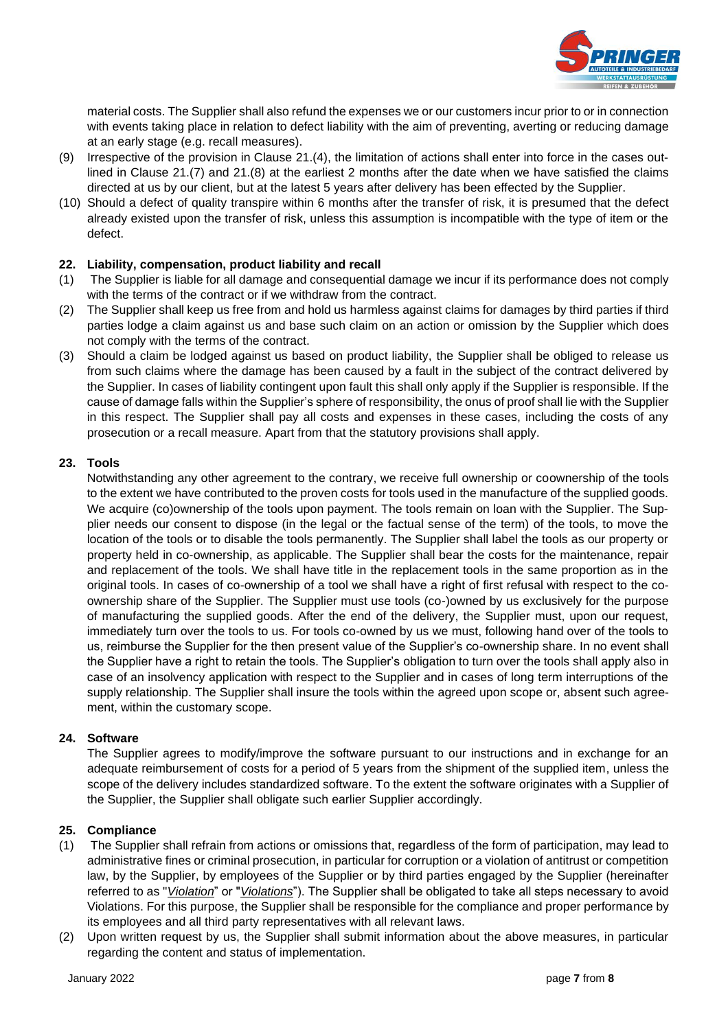material costs. The Supplier shall also refund the expenses we or our customers incur prior to or in connection with events taking place in relation to defect liability with the aim of preventing, averting or reducing damage at an early stage (e.g. recall measures).

(9) Irrespective of the provision in Clause 21.(4), the limitation of actions shall enter into force in the cases outlined in Clause 21.(7) and 21.(8) at the earliest 2 months after the date when we have satisfied the claims directed at us by our client, but at the latest 5 years after delivery has been effected by the Supplier.

(10) Should a defect of quality transpire within 6 months after the transfer of risk, it is presumed that the defect already existed upon the transfer of risk, unless this assumption is incompatible with the type of item or the defect.

## 22. Liability, compensation, product liability and recall

(1) The Supplier is liable for all damage and consequential damage we incur if its performance does not comply with the terms of the contract or if we withdraw from the contract.

(2) The Supplier shall keep us free from and hold us harmless against claims for damages by third parties if third parties lodge a claim against us and base such claim on an action or omission by the Supplier which does not comply with the terms of the contract.

(3) Should a claim be lodged against us based on product liability, the Supplier shall be obliged to release us from such claims where the damage has been caused by a fault in the subject of the contract delivered by the Supplier. In cases of liability contingent upon fault this shall only apply if the Supplier is responsible. If the cause of damage falls within the Supplier's sphere of responsibility, the onus of proof shall lie with the Supplier in this respect. The Supplier shall pay all costs and expenses in these cases, including the costs of any prosecution or a recall measure. Apart from that the statutory provisions shall apply.

## 23. Tools

Notwithstanding any other agreement to the contrary, we receive full ownership or coownership of the tools to the extent we have contributed to the proven costs for tools used in the manufacture of the supplied goods. We acquire (co)ownership of the tools upon payment. The tools remain on loan with the Supplier. The Supplier needs our consent to dispose (in the legal or the factual sense of the term) of the tools, to move the location of the tools or to disable the tools permanently. The Supplier shall label the tools as our property or property held in co-ownership, as applicable. The Supplier shall bear the costs for the maintenance, repair and replacement of the tools. We shall have title in the replacement tools in the same proportion as in the original tools. In cases of co-ownership of a tool we shall have a right of first refusal with respect to the co-ownership share of the Supplier. The Supplier must use tools (co-)owned by us exclusively for the purpose of manufacturing the supplied goods. After the end of the delivery, the Supplier must, upon our request, immediately turn over the tools to us. For tools co-owned by us we must, following hand over of the tools to us, reimburse the Supplier for the then present value of the Supplier's co-ownership share. In no event shall the Supplier have a right to retain the tools. The Supplier's obligation to turn over the tools shall apply also in case of an insolvency application with respect to the Supplier and in cases of long term interruptions of the supply relationship. The Supplier shall insure the tools within the agreed upon scope or, absent such agreement, within the customary scope.

## 24. Software

The Supplier agrees to modify/improve the software pursuant to our instructions and in exchange for an adequate reimbursement of costs for a period of 5 years from the shipment of the supplied item, unless the scope of the delivery includes standardized software. To the extent the software originates with a Supplier of the Supplier, the Supplier shall obligate such earlier Supplier accordingly.

## 25. Compliance

(1) The Supplier shall refrain from actions or omissions that, regardless of the form of participation, may lead to administrative fines or criminal prosecution, in particular for corruption or a violation of antitrust or competition law, by the Supplier, by employees of the Supplier or by third parties engaged by the Supplier (hereinafter referred to as "*Violation*" or "*Violations*"). The Supplier shall be obligated to take all steps necessary to avoid Violations. For this purpose, the Supplier shall be responsible for the compliance and proper performance by its employees and all third party representatives with all relevant laws.

(2) Upon written request by us, the Supplier shall submit information about the above measures, in particular regarding the content and status of implementation.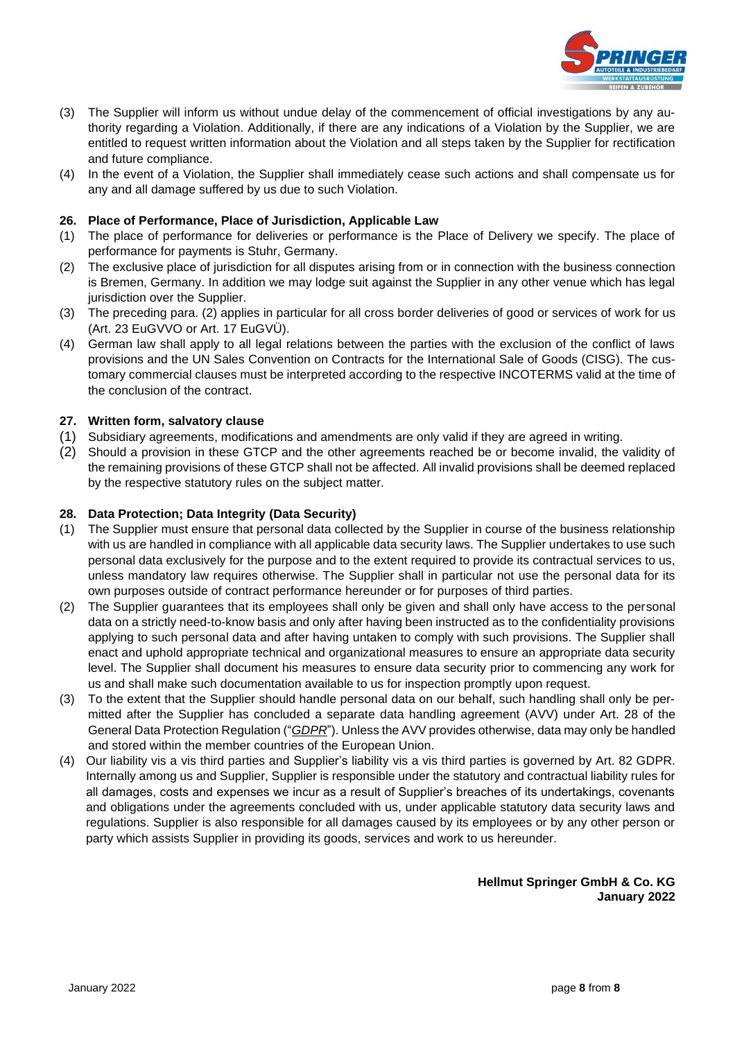(3) The Supplier will inform us without undue delay of the commencement of official investigations by any authority regarding a Violation. Additionally, if there are any indications of a Violation by the Supplier, we are entitled to request written information about the Violation and all steps taken by the Supplier for rectification and future compliance.

(4) In the event of a Violation, the Supplier shall immediately cease such actions and shall compensate us for any and all damage suffered by us due to such Violation.

**26. Place of Performance, Place of Jurisdiction, Applicable Law**

(1) The place of performance for deliveries or performance is the Place of Delivery we specify. The place of performance for payments is Stuhr, Germany.

(2) The exclusive place of jurisdiction for all disputes arising from or in connection with the business connection is Bremen, Germany. In addition we may lodge suit against the Supplier in any other venue which has legal jurisdiction over the Supplier.

(3) The preceding para. (2) applies in particular for all cross border deliveries of good or services of work for us (Art. 23 EuGVVO or Art. 17 EuGVÜ).

(4) German law shall apply to all legal relations between the parties with the exclusion of the conflict of laws provisions and the UN Sales Convention on Contracts for the International Sale of Goods (CISG). The customary commercial clauses must be interpreted according to the respective INCOTERMS valid at the time of the conclusion of the contract.

**27. Written form, salvatory clause**

(1) Subsidiary agreements, modifications and amendments are only valid if they are agreed in writing.

(2) Should a provision in these GTCP and the other agreements reached be or become invalid, the validity of the remaining provisions of these GTCP shall not be affected. All invalid provisions shall be deemed replaced by the respective statutory rules on the subject matter.

**28. Data Protection; Data Integrity (Data Security)**

(1) The Supplier must ensure that personal data collected by the Supplier in course of the business relationship with us are handled in compliance with all applicable data security laws. The Supplier undertakes to use such personal data exclusively for the purpose and to the extent required to provide its contractual services to us, unless mandatory law requires otherwise. The Supplier shall in particular not use the personal data for its own purposes outside of contract performance hereunder or for purposes of third parties.

(2) The Supplier guarantees that its employees shall only be given and shall only have access to the personal data on a strictly need-to-know basis and only after having been instructed as to the confidentiality provisions applying to such personal data and after having untaken to comply with such provisions. The Supplier shall enact and uphold appropriate technical and organizational measures to ensure an appropriate data security level. The Supplier shall document his measures to ensure data security prior to commencing any work for us and shall make such documentation available to us for inspection promptly upon request.

(3) To the extent that the Supplier should handle personal data on our behalf, such handling shall only be permitted after the Supplier has concluded a separate data handling agreement (AVV) under Art. 28 of the General Data Protection Regulation ("*GDPR*"). Unless the AVV provides otherwise, data may only be handled and stored within the member countries of the European Union.

(4) Our liability vis a vis third parties and Supplier's liability vis a vis third parties is governed by Art. 82 GDPR. Internally among us and Supplier, Supplier is responsible under the statutory and contractual liability rules for all damages, costs and expenses we incur as a result of Supplier's breaches of its undertakings, covenants and obligations under the agreements concluded with us, under applicable statutory data security laws and regulations. Supplier is also responsible for all damages caused by its employees or by any other person or party which assists Supplier in providing its goods, services and work to us hereunder.

**Hellmut Springer GmbH & Co. KG**
**January 2022**